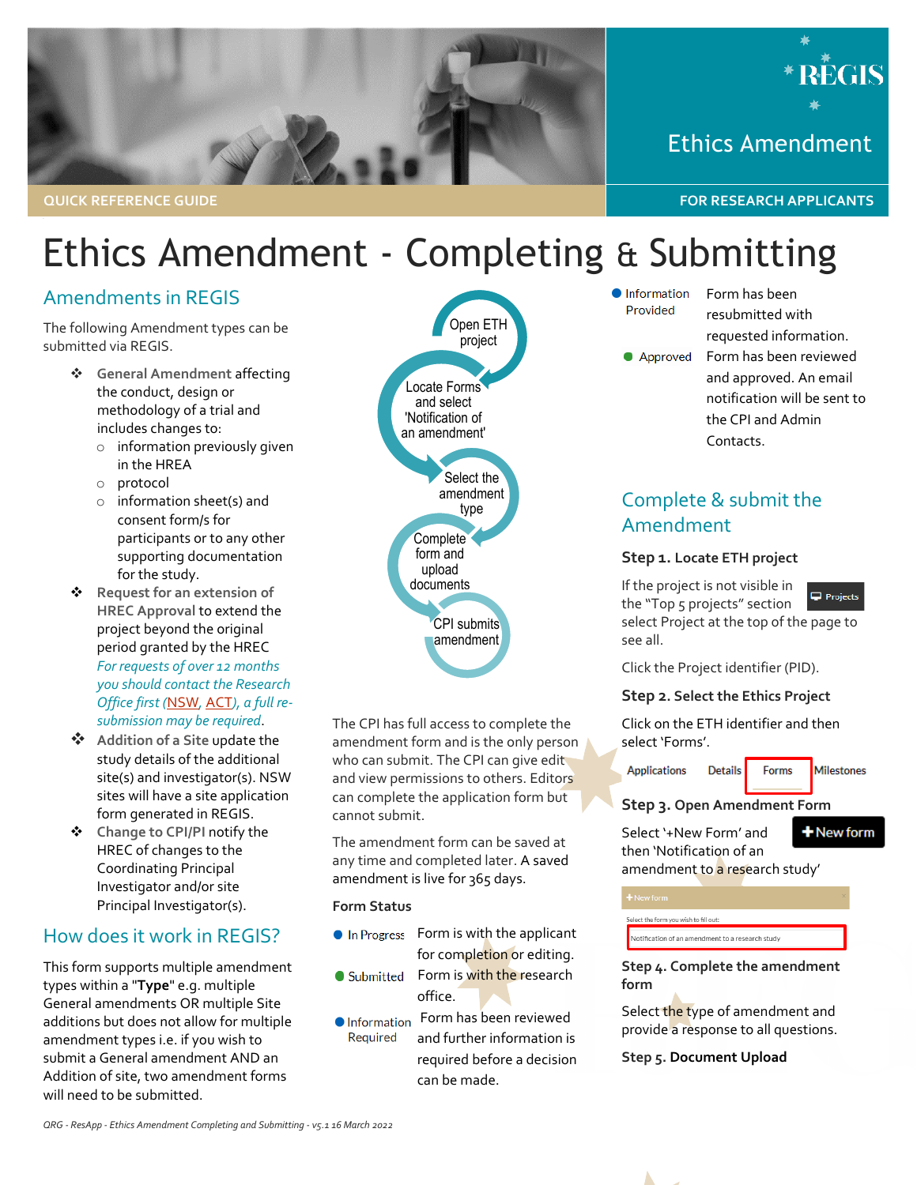QUICK REFERENCE GUIDE

REGIS

Ethics Amendment

FOR RESEARCH APPLICANTS

# Ethics Amendment - Completing & Submitting

## Amendments in REGIS

The following Amendment types can be submitted via REGIS.

- **General Amendment** affecting the conduct, design or methodology of a trial and includes changes to:
  - information previously given in the HREA
  - protocol
  - information sheet(s) and consent form/s for participants or to any other supporting documentation for the study.
- **Request for an extension of HREC Approval** to extend the project beyond the original period granted by the HREC *For requests of over 12 months you should contact the Research Office first (NSW, ACT), a full re-submission may be required.*
- **Addition of a Site** update the study details of the additional site(s) and investigator(s). NSW sites will have a site application form generated in REGIS.
- **Change to CPI/PI** notify the HREC of changes to the Coordinating Principal Investigator and/or site Principal Investigator(s).

## How does it work in REGIS?

This form supports multiple amendment types within a "**Type**" e.g. multiple General amendments OR multiple Site additions but does not allow for multiple amendment types i.e. if you wish to submit a General amendment AND an Addition of site, two amendment forms will need to be submitted.

Open ETH project → Locate Forms and select 'Notification of an amendment' → Select the amendment type → Complete form and upload documents → CPI submits amendment

The CPI has full access to complete the amendment form and is the only person who can submit. The CPI can give edit and view permissions to others. Editors can complete the application form but cannot submit.

The amendment form can be saved at any time and completed later. A saved amendment is live for 365 days.

**Form Status**

| Status | Description |
|---|---|
| In Progress | Form is with the applicant for completion or editing. |
| Submitted | Form is with the research office. |
| Information Required | Form has been reviewed and further information is required before a decision can be made. |
| Information Provided | Form has been resubmitted with requested information. |
| Approved | Form has been reviewed and approved. An email notification will be sent to the CPI and Admin Contacts. |

## Complete & submit the Amendment

### Step 1. Locate ETH project

If the project is not visible in the "Top 5 projects" section select Project at the top of the page to see all.

Projects

Click the Project identifier (PID).

### Step 2. Select the Ethics Project

Click on the ETH identifier and then select 'Forms'.

Applications | Details | Forms | Milestones

### Step 3. Open Amendment Form

Select '+New Form' and then 'Notification of an amendment to a research study'

+ New form

+ New form

Select the form you wish to fill out:

Notification of an amendment to a research study

### Step 4. Complete the amendment form

Select the type of amendment and provide a response to all questions.

### Step 5. Document Upload

QRG - ResApp - Ethics Amendment Completing and Submitting - v5.1 16 March 2022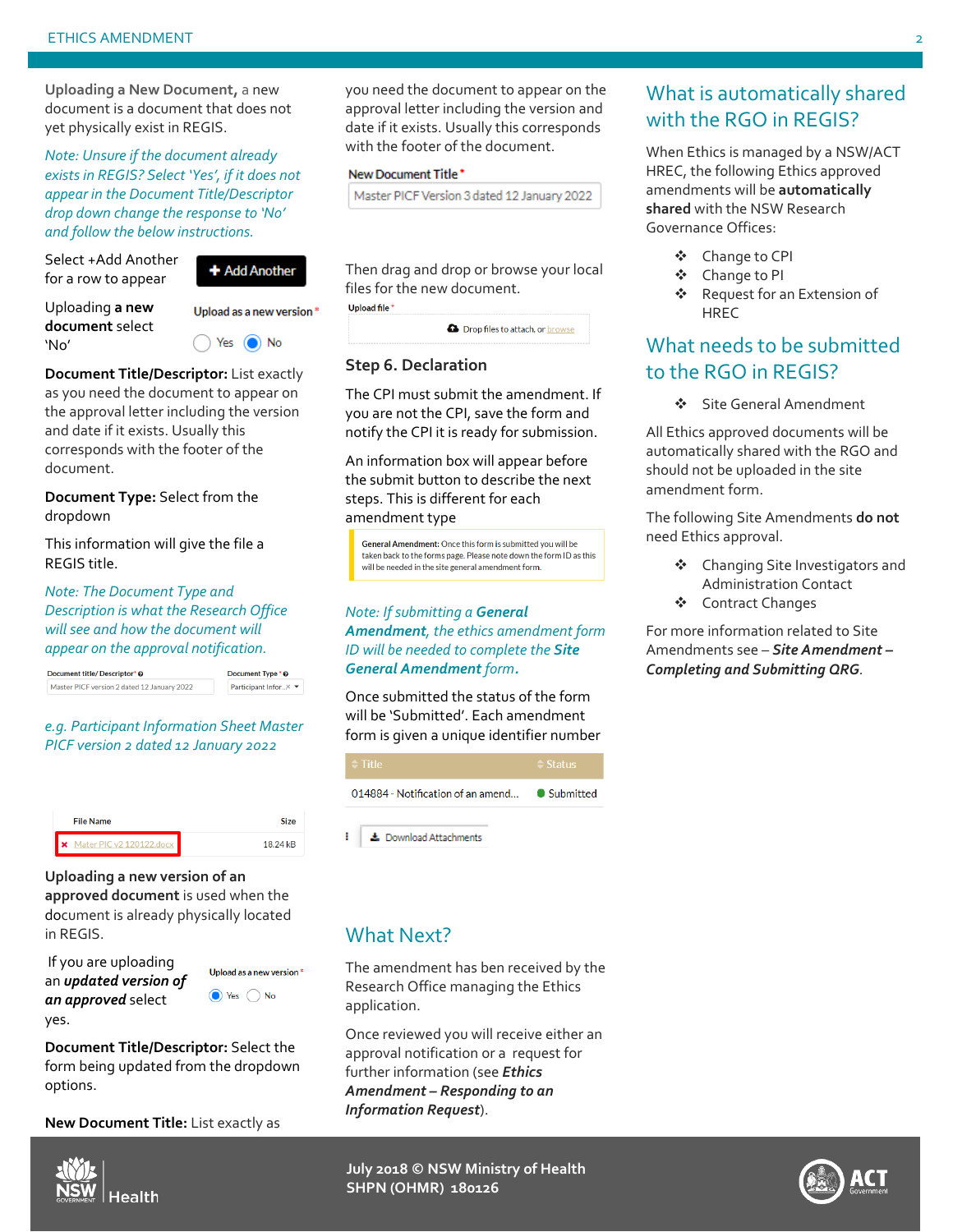**Uploading a New Document,** a new document is a document that does not yet physically exist in REGIS.

*Note: Unsure if the document already exists in REGIS? Select 'Yes', if it does not appear in the Document Title/Descriptor drop down change the response to 'No' and follow the below instructions.*

Select +Add Another for a row to appear

**+ Add Another**

Uploading **a new document** select 'No'

Upload as a new version *

Yes No

**Document Title/Descriptor:** List exactly as you need the document to appear on the approval letter including the version and date if it exists. Usually this corresponds with the footer of the document.

**Document Type:** Select from the dropdown

This information will give the file a REGIS title.

*Note: The Document Type and Description is what the Research Office will see and how the document will appear on the approval notification.*

Document title/ Descriptor * | Document Type *
Master PICF version 2 dated 12 January 2022 | Participant Infor...

*e.g. Participant Information Sheet Master PICF version 2 dated 12 January 2022*

| File Name | Size |
|---|---|
| Mater PIC v2 120122.docx | 18.24 kB |

**Uploading a new version of an approved document** is used when the document is already physically located in REGIS.

If you are uploading an ***updated version of an approved*** select yes.

Upload as a new version *

Yes No

**Document Title/Descriptor:** Select the form being updated from the dropdown options.

**New Document Title:** List exactly as you need the document to appear on the approval letter including the version and date if it exists. Usually this corresponds with the footer of the document.

New Document Title *
Master PICF Version 3 dated 12 January 2022

Then drag and drop or browse your local files for the new document.

Upload file *
Drop files to attach, or browse

### Step 6. Declaration

The CPI must submit the amendment. If you are not the CPI, save the form and notify the CPI it is ready for submission.

An information box will appear before the submit button to describe the next steps. This is different for each amendment type

General Amendment: Once this form is submitted you will be taken back to the forms page. Please note down the form ID as this will be needed in the site general amendment form.

*Note: If submitting a **General Amendment**, the ethics amendment form ID will be needed to complete the **Site General Amendment** form.*

Once submitted the status of the form will be 'Submitted'. Each amendment form is given a unique identifier number

| Title | Status |
|---|---|
| 014884 - Notification of an amend... | Submitted |

Download Attachments

## What Next?

The amendment has been received by the Research Office managing the Ethics application.

Once reviewed you will receive either an approval notification or a request for further information (see ***Ethics Amendment – Responding to an Information Request***).

## What is automatically shared with the RGO in REGIS?

When Ethics is managed by a NSW/ACT HREC, the following Ethics approved amendments will be **automatically shared** with the NSW Research Governance Offices:

- Change to CPI
- Change to PI
- Request for an Extension of HREC

## What needs to be submitted to the RGO in REGIS?

- Site General Amendment

All Ethics approved documents will be automatically shared with the RGO and should not be uploaded in the site amendment form.

The following Site Amendments **do not** need Ethics approval.

- Changing Site Investigators and Administration Contact
- Contract Changes

For more information related to Site Amendments see – ***Site Amendment – Completing and Submitting QRG***.

July 2018 © NSW Ministry of Health
SHPN (OHMR) 180126